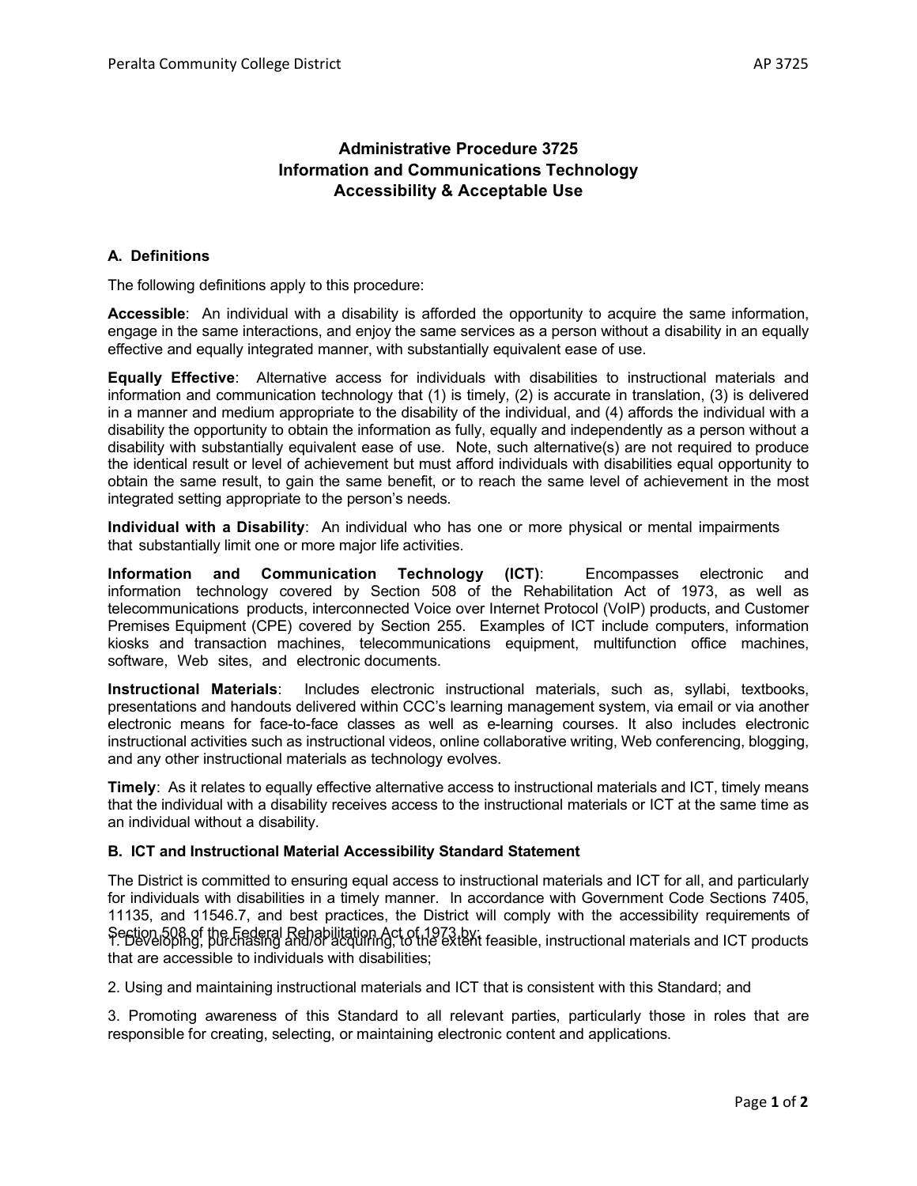# Administrative Procedure 3725
# Information and Communications Technology
# Accessibility & Acceptable Use

## A. Definitions

The following definitions apply to this procedure:

**Accessible**: An individual with a disability is afforded the opportunity to acquire the same information, engage in the same interactions, and enjoy the same services as a person without a disability in an equally effective and equally integrated manner, with substantially equivalent ease of use.

**Equally Effective**: Alternative access for individuals with disabilities to instructional materials and information and communication technology that (1) is timely, (2) is accurate in translation, (3) is delivered in a manner and medium appropriate to the disability of the individual, and (4) affords the individual with a disability the opportunity to obtain the information as fully, equally and independently as a person without a disability with substantially equivalent ease of use. Note, such alternative(s) are not required to produce the identical result or level of achievement but must afford individuals with disabilities equal opportunity to obtain the same result, to gain the same benefit, or to reach the same level of achievement in the most integrated setting appropriate to the person's needs.

**Individual with a Disability**: An individual who has one or more physical or mental impairments that substantially limit one or more major life activities.

**Information and Communication Technology (ICT)**: Encompasses electronic and information technology covered by Section 508 of the Rehabilitation Act of 1973, as well as telecommunications products, interconnected Voice over Internet Protocol (VoIP) products, and Customer Premises Equipment (CPE) covered by Section 255. Examples of ICT include computers, information kiosks and transaction machines, telecommunications equipment, multifunction office machines, software, Web sites, and electronic documents.

**Instructional Materials**: Includes electronic instructional materials, such as, syllabi, textbooks, presentations and handouts delivered within CCC's learning management system, via email or via another electronic means for face-to-face classes as well as e-learning courses. It also includes electronic instructional activities such as instructional videos, online collaborative writing, Web conferencing, blogging, and any other instructional materials as technology evolves.

**Timely**: As it relates to equally effective alternative access to instructional materials and ICT, timely means that the individual with a disability receives access to the instructional materials or ICT at the same time as an individual without a disability.

## B. ICT and Instructional Material Accessibility Standard Statement

The District is committed to ensuring equal access to instructional materials and ICT for all, and particularly for individuals with disabilities in a timely manner. In accordance with Government Code Sections 7405, 11135, and 11546.7, and best practices, the District will comply with the accessibility requirements of Section 508 of the Federal Rehabilitation Act of 1973 by:

1. Developing, purchasing and/or acquiring, to the extent feasible, instructional materials and ICT products that are accessible to individuals with disabilities;

2. Using and maintaining instructional materials and ICT that is consistent with this Standard; and

3. Promoting awareness of this Standard to all relevant parties, particularly those in roles that are responsible for creating, selecting, or maintaining electronic content and applications.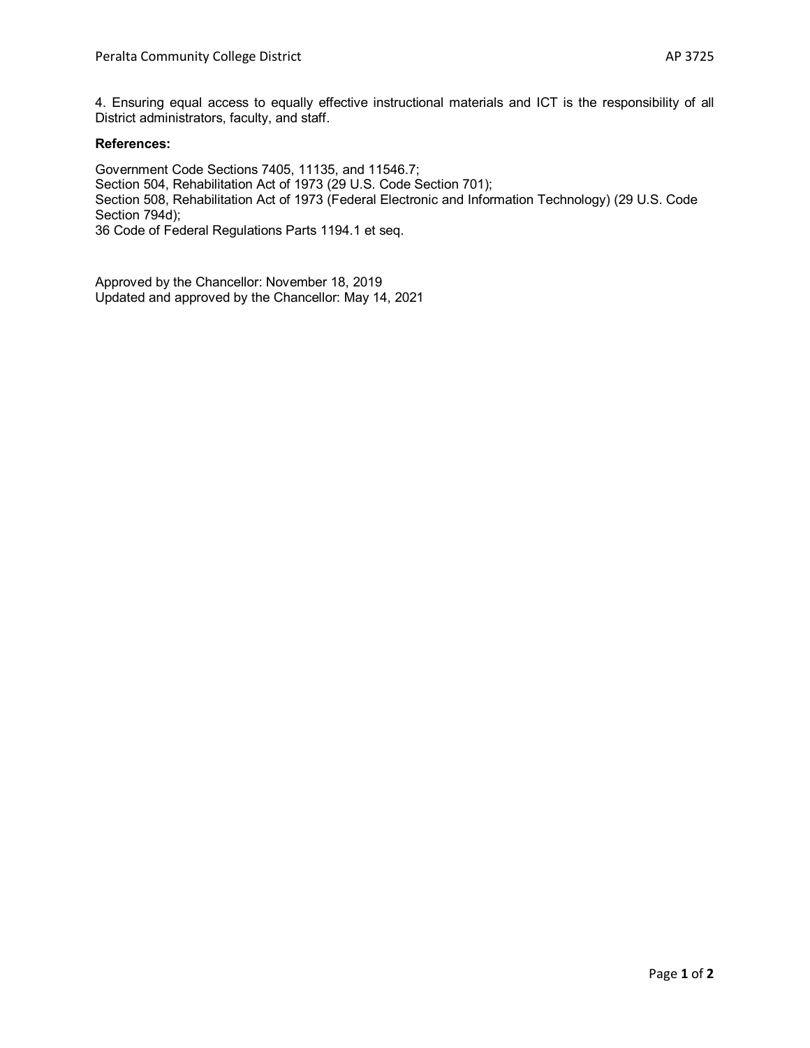4. Ensuring equal access to equally effective instructional materials and ICT is the responsibility of all District administrators, faculty, and staff.

**References:**

Government Code Sections 7405, 11135, and 11546.7;
Section 504, Rehabilitation Act of 1973 (29 U.S. Code Section 701);
Section 508, Rehabilitation Act of 1973 (Federal Electronic and Information Technology) (29 U.S. Code Section 794d);
36 Code of Federal Regulations Parts 1194.1 et seq.

Approved by the Chancellor: November 18, 2019
Updated and approved by the Chancellor: May 14, 2021